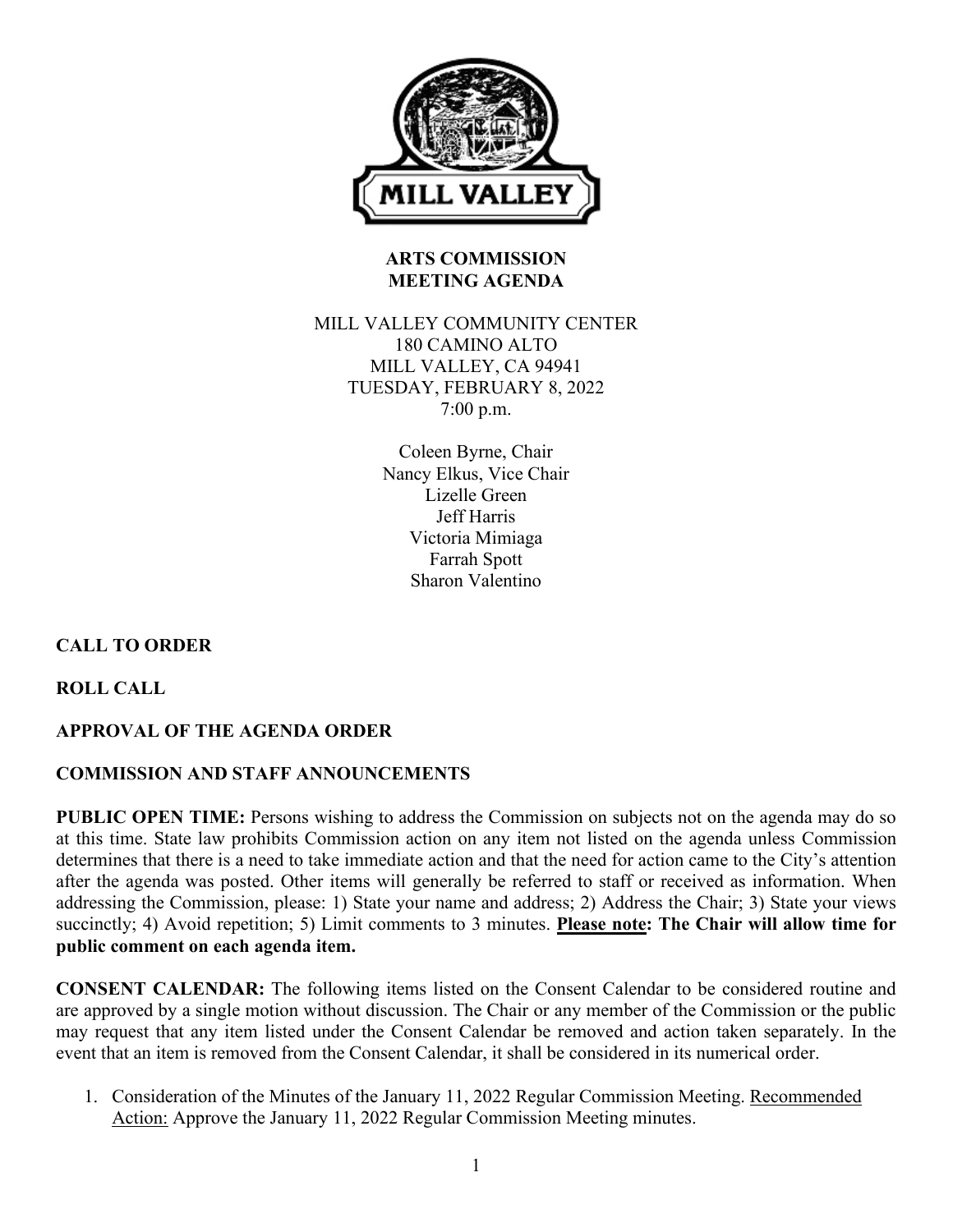MILL VALLEY

# ARTS COMMISSION MEETING AGENDA

MILL VALLEY COMMUNITY CENTER
180 CAMINO ALTO
MILL VALLEY, CA 94941
TUESDAY, FEBRUARY 8, 2022
7:00 p.m.

Coleen Byrne, Chair
Nancy Elkus, Vice Chair
Lizelle Green
Jeff Harris
Victoria Mimiaga
Farrah Spott
Sharon Valentino

**CALL TO ORDER**

**ROLL CALL**

**APPROVAL OF THE AGENDA ORDER**

**COMMISSION AND STAFF ANNOUNCEMENTS**

**PUBLIC OPEN TIME:** Persons wishing to address the Commission on subjects not on the agenda may do so at this time. State law prohibits Commission action on any item not listed on the agenda unless Commission determines that there is a need to take immediate action and that the need for action came to the City's attention after the agenda was posted. Other items will generally be referred to staff or received as information. When addressing the Commission, please: 1) State your name and address; 2) Address the Chair; 3) State your views succinctly; 4) Avoid repetition; 5) Limit comments to 3 minutes. **Please note: The Chair will allow time for public comment on each agenda item.**

**CONSENT CALENDAR:** The following items listed on the Consent Calendar to be considered routine and are approved by a single motion without discussion. The Chair or any member of the Commission or the public may request that any item listed under the Consent Calendar be removed and action taken separately. In the event that an item is removed from the Consent Calendar, it shall be considered in its numerical order.

1. Consideration of the Minutes of the January 11, 2022 Regular Commission Meeting. Recommended Action: Approve the January 11, 2022 Regular Commission Meeting minutes.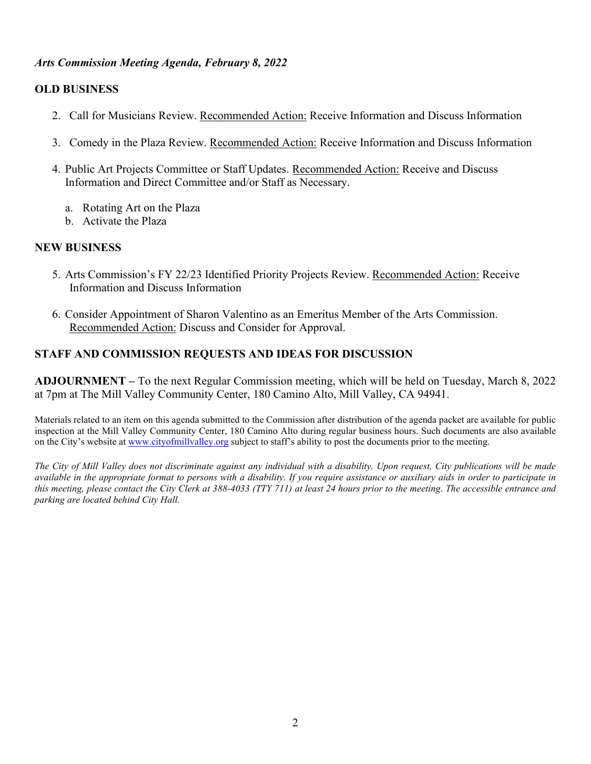*Arts Commission Meeting Agenda, February 8, 2022*

**OLD BUSINESS**

2. Call for Musicians Review. Recommended Action: Receive Information and Discuss Information

3. Comedy in the Plaza Review. Recommended Action: Receive Information and Discuss Information

4. Public Art Projects Committee or Staff Updates. Recommended Action: Receive and Discuss Information and Direct Committee and/or Staff as Necessary.

   a. Rotating Art on the Plaza
   b. Activate the Plaza

**NEW BUSINESS**

5. Arts Commission's FY 22/23 Identified Priority Projects Review. Recommended Action: Receive Information and Discuss Information

6. Consider Appointment of Sharon Valentino as an Emeritus Member of the Arts Commission. Recommended Action: Discuss and Consider for Approval.

**STAFF AND COMMISSION REQUESTS AND IDEAS FOR DISCUSSION**

**ADJOURNMENT –** To the next Regular Commission meeting, which will be held on Tuesday, March 8, 2022 at 7pm at The Mill Valley Community Center, 180 Camino Alto, Mill Valley, CA 94941.

Materials related to an item on this agenda submitted to the Commission after distribution of the agenda packet are available for public inspection at the Mill Valley Community Center, 180 Camino Alto during regular business hours. Such documents are also available on the City's website at www.cityofmillvalley.org subject to staff's ability to post the documents prior to the meeting.

*The City of Mill Valley does not discriminate against any individual with a disability. Upon request, City publications will be made available in the appropriate format to persons with a disability. If you require assistance or auxiliary aids in order to participate in this meeting, please contact the City Clerk at 388-4033 (TTY 711) at least 24 hours prior to the meeting. The accessible entrance and parking are located behind City Hall.*